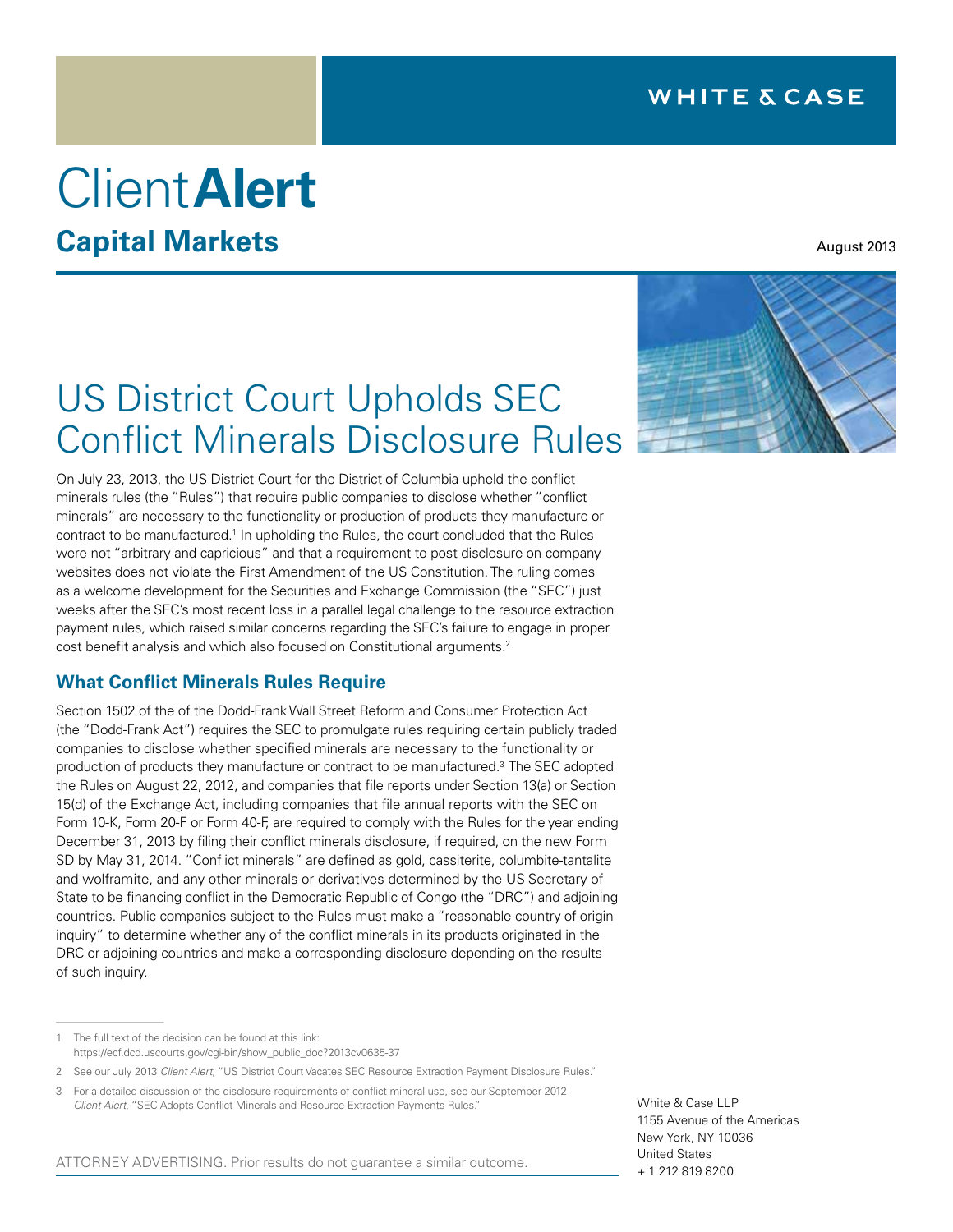WHITE & CASE

# Client**Alert**

## Capital Markets

August 2013

# US District Court Upholds SEC Conflict Minerals Disclosure Rules

On July 23, 2013, the US District Court for the District of Columbia upheld the conflict minerals rules (the "Rules") that require public companies to disclose whether "conflict minerals" are necessary to the functionality or production of products they manufacture or contract to be manufactured.[1] In upholding the Rules, the court concluded that the Rules were not "arbitrary and capricious" and that a requirement to post disclosure on company websites does not violate the First Amendment of the US Constitution. The ruling comes as a welcome development for the Securities and Exchange Commission (the "SEC") just weeks after the SEC's most recent loss in a parallel legal challenge to the resource extraction payment rules, which raised similar concerns regarding the SEC's failure to engage in proper cost benefit analysis and which also focused on Constitutional arguments.[2]

### What Conflict Minerals Rules Require

Section 1502 of the of the Dodd-Frank Wall Street Reform and Consumer Protection Act (the "Dodd-Frank Act") requires the SEC to promulgate rules requiring certain publicly traded companies to disclose whether specified minerals are necessary to the functionality or production of products they manufacture or contract to be manufactured.[3] The SEC adopted the Rules on August 22, 2012, and companies that file reports under Section 13(a) or Section 15(d) of the Exchange Act, including companies that file annual reports with the SEC on Form 10-K, Form 20-F or Form 40-F, are required to comply with the Rules for the year ending December 31, 2013 by filing their conflict minerals disclosure, if required, on the new Form SD by May 31, 2014. "Conflict minerals" are defined as gold, cassiterite, columbite-tantalite and wolframite, and any other minerals or derivatives determined by the US Secretary of State to be financing conflict in the Democratic Republic of Congo (the "DRC") and adjoining countries. Public companies subject to the Rules must make a "reasonable country of origin inquiry" to determine whether any of the conflict minerals in its products originated in the DRC or adjoining countries and make a corresponding disclosure depending on the results of such inquiry.

---

1 The full text of the decision can be found at this link: https://ecf.dcd.uscourts.gov/cgi-bin/show_public_doc?2013cv0635-37

2 See our July 2013 *Client Alert*, "US District Court Vacates SEC Resource Extraction Payment Disclosure Rules."

3 For a detailed discussion of the disclosure requirements of conflict mineral use, see our September 2012 *Client Alert*, "SEC Adopts Conflict Minerals and Resource Extraction Payments Rules."

ATTORNEY ADVERTISING. Prior results do not guarantee a similar outcome.

White & Case LLP
1155 Avenue of the Americas
New York, NY 10036
United States
+ 1 212 819 8200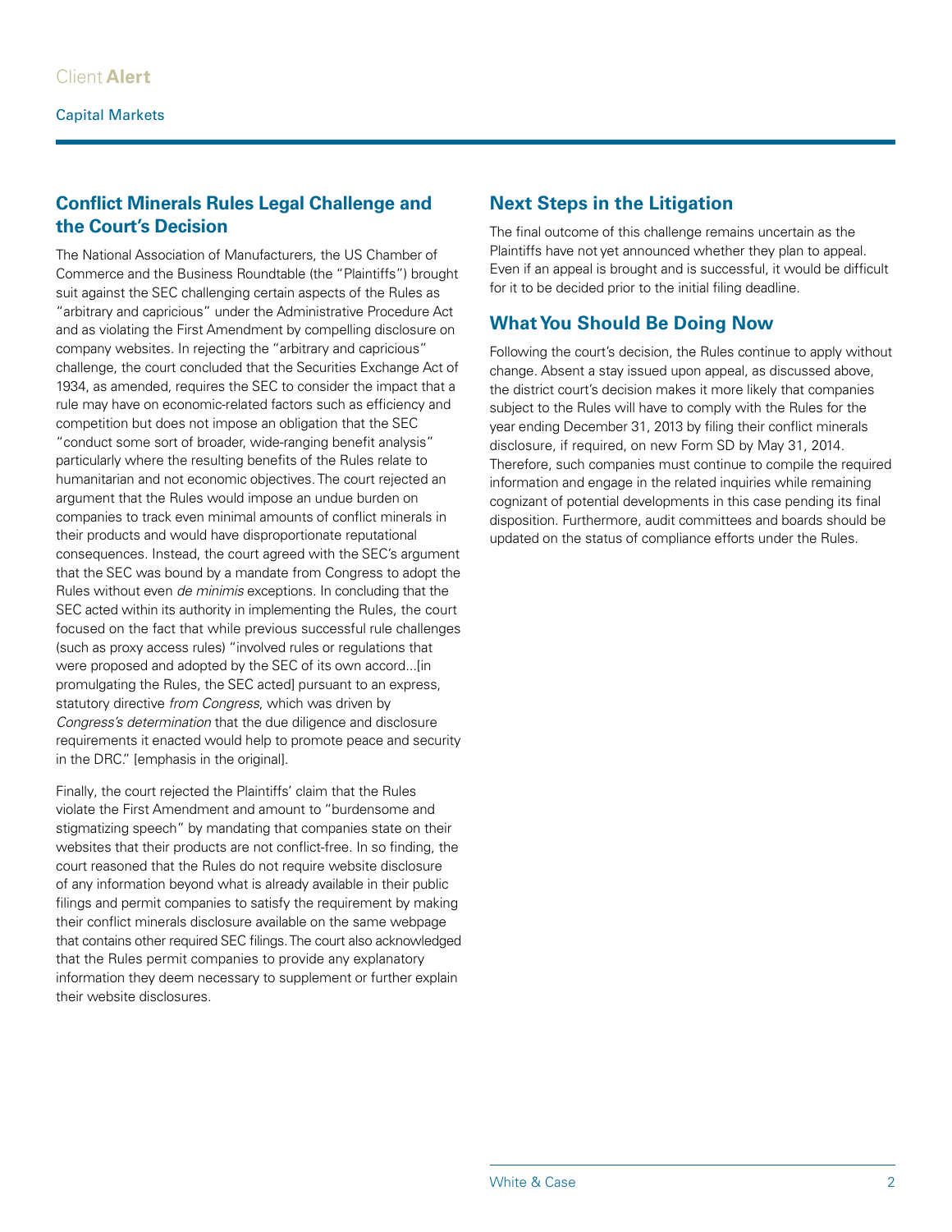## Conflict Minerals Rules Legal Challenge and the Court's Decision

The National Association of Manufacturers, the US Chamber of Commerce and the Business Roundtable (the "Plaintiffs") brought suit against the SEC challenging certain aspects of the Rules as "arbitrary and capricious" under the Administrative Procedure Act and as violating the First Amendment by compelling disclosure on company websites. In rejecting the "arbitrary and capricious" challenge, the court concluded that the Securities Exchange Act of 1934, as amended, requires the SEC to consider the impact that a rule may have on economic-related factors such as efficiency and competition but does not impose an obligation that the SEC "conduct some sort of broader, wide-ranging benefit analysis" particularly where the resulting benefits of the Rules relate to humanitarian and not economic objectives. The court rejected an argument that the Rules would impose an undue burden on companies to track even minimal amounts of conflict minerals in their products and would have disproportionate reputational consequences. Instead, the court agreed with the SEC's argument that the SEC was bound by a mandate from Congress to adopt the Rules without even *de minimis* exceptions. In concluding that the SEC acted within its authority in implementing the Rules, the court focused on the fact that while previous successful rule challenges (such as proxy access rules) "involved rules or regulations that were proposed and adopted by the SEC of its own accord...[in promulgating the Rules, the SEC acted] pursuant to an express, statutory directive *from Congress*, which was driven by *Congress's determination* that the due diligence and disclosure requirements it enacted would help to promote peace and security in the DRC." [emphasis in the original].

Finally, the court rejected the Plaintiffs' claim that the Rules violate the First Amendment and amount to "burdensome and stigmatizing speech" by mandating that companies state on their websites that their products are not conflict-free. In so finding, the court reasoned that the Rules do not require website disclosure of any information beyond what is already available in their public filings and permit companies to satisfy the requirement by making their conflict minerals disclosure available on the same webpage that contains other required SEC filings. The court also acknowledged that the Rules permit companies to provide any explanatory information they deem necessary to supplement or further explain their website disclosures.

## Next Steps in the Litigation

The final outcome of this challenge remains uncertain as the Plaintiffs have not yet announced whether they plan to appeal. Even if an appeal is brought and is successful, it would be difficult for it to be decided prior to the initial filing deadline.

## What You Should Be Doing Now

Following the court's decision, the Rules continue to apply without change. Absent a stay issued upon appeal, as discussed above, the district court's decision makes it more likely that companies subject to the Rules will have to comply with the Rules for the year ending December 31, 2013 by filing their conflict minerals disclosure, if required, on new Form SD by May 31, 2014. Therefore, such companies must continue to compile the required information and engage in the related inquiries while remaining cognizant of potential developments in this case pending its final disposition. Furthermore, audit committees and boards should be updated on the status of compliance efforts under the Rules.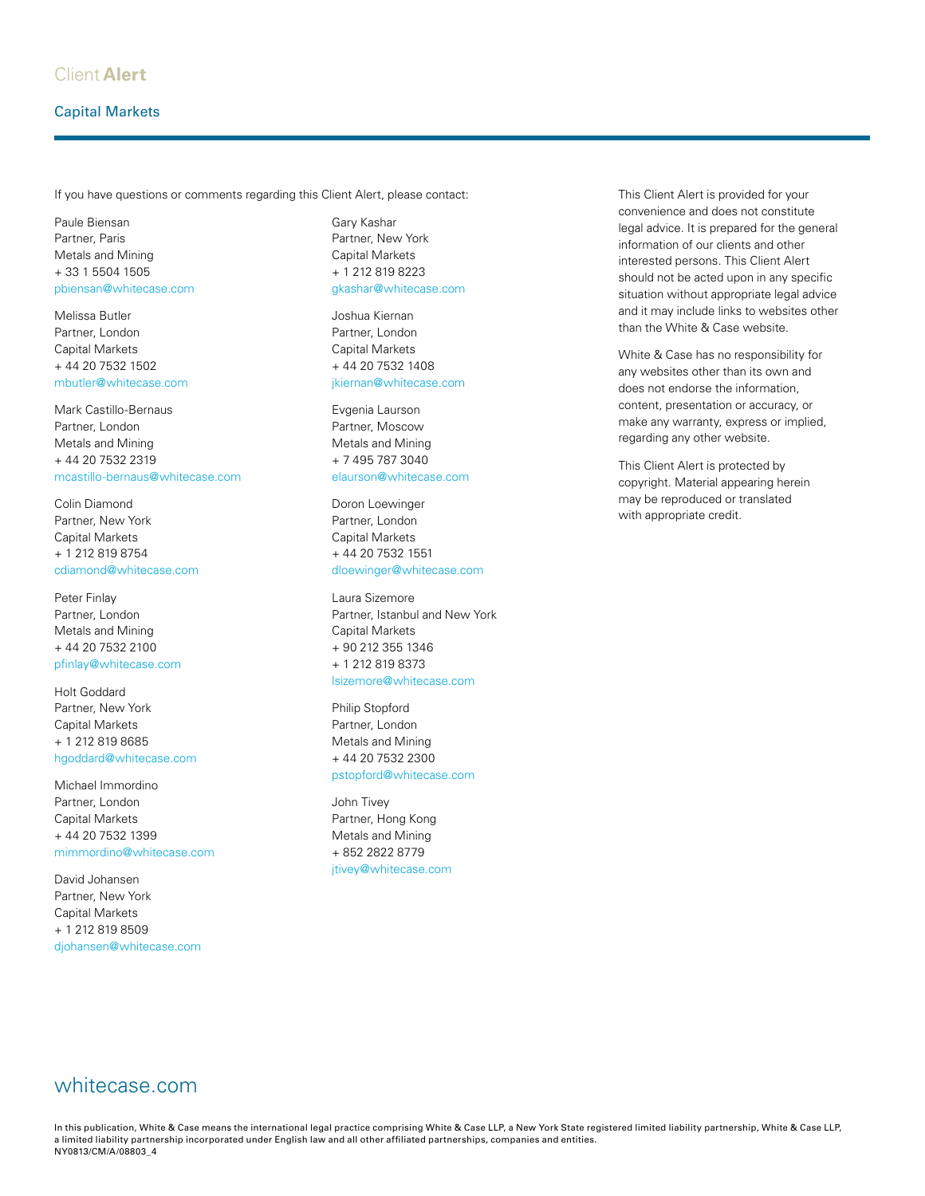If you have questions or comments regarding this Client Alert, please contact:

Paule Biensan
Partner, Paris
Metals and Mining
+ 33 1 5504 1505
pbiensan@whitecase.com

Melissa Butler
Partner, London
Capital Markets
+ 44 20 7532 1502
mbutler@whitecase.com

Mark Castillo-Bernaus
Partner, London
Metals and Mining
+ 44 20 7532 2319
mcastillo-bernaus@whitecase.com

Colin Diamond
Partner, New York
Capital Markets
+ 1 212 819 8754
cdiamond@whitecase.com

Peter Finlay
Partner, London
Metals and Mining
+ 44 20 7532 2100
pfinlay@whitecase.com

Holt Goddard
Partner, New York
Capital Markets
+ 1 212 819 8685
hgoddard@whitecase.com

Michael Immordino
Partner, London
Capital Markets
+ 44 20 7532 1399
mimmordino@whitecase.com

David Johansen
Partner, New York
Capital Markets
+ 1 212 819 8509
djohansen@whitecase.com

Gary Kashar
Partner, New York
Capital Markets
+ 1 212 819 8223
gkashar@whitecase.com

Joshua Kiernan
Partner, London
Capital Markets
+ 44 20 7532 1408
jkiernan@whitecase.com

Evgenia Laurson
Partner, Moscow
Metals and Mining
+ 7 495 787 3040
elaurson@whitecase.com

Doron Loewinger
Partner, London
Capital Markets
+ 44 20 7532 1551
dloewinger@whitecase.com

Laura Sizemore
Partner, Istanbul and New York
Capital Markets
+ 90 212 355 1346
+ 1 212 819 8373
lsizemore@whitecase.com

Philip Stopford
Partner, London
Metals and Mining
+ 44 20 7532 2300
pstopford@whitecase.com

John Tivey
Partner, Hong Kong
Metals and Mining
+ 852 2822 8779
jtivey@whitecase.com

This Client Alert is provided for your convenience and does not constitute legal advice. It is prepared for the general information of our clients and other interested persons. This Client Alert should not be acted upon in any specific situation without appropriate legal advice and it may include links to websites other than the White & Case website.

White & Case has no responsibility for any websites other than its own and does not endorse the information, content, presentation or accuracy, or make any warranty, express or implied, regarding any other website.

This Client Alert is protected by copyright. Material appearing herein may be reproduced or translated with appropriate credit.

whitecase.com

In this publication, White & Case means the international legal practice comprising White & Case LLP, a New York State registered limited liability partnership, White & Case LLP, a limited liability partnership incorporated under English law and all other affiliated partnerships, companies and entities.
NY0813/CM/A/08803_4